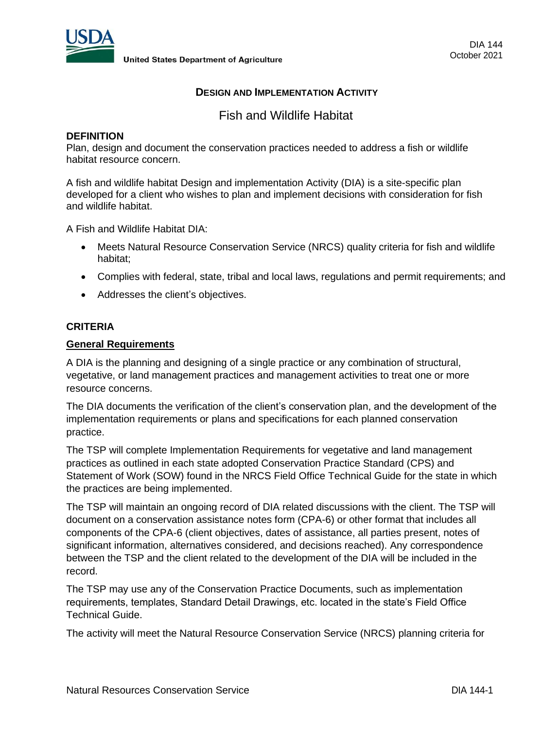United States Department of Agriculture

DIA 144
October 2021

# DESIGN AND IMPLEMENTATION ACTIVITY

## Fish and Wildlife Habitat

**DEFINITION**

Plan, design and document the conservation practices needed to address a fish or wildlife habitat resource concern.

A fish and wildlife habitat Design and implementation Activity (DIA) is a site-specific plan developed for a client who wishes to plan and implement decisions with consideration for fish and wildlife habitat.

A Fish and Wildlife Habitat DIA:

- Meets Natural Resource Conservation Service (NRCS) quality criteria for fish and wildlife habitat;
- Complies with federal, state, tribal and local laws, regulations and permit requirements; and
- Addresses the client's objectives.

**CRITERIA**

**General Requirements**

A DIA is the planning and designing of a single practice or any combination of structural, vegetative, or land management practices and management activities to treat one or more resource concerns.

The DIA documents the verification of the client's conservation plan, and the development of the implementation requirements or plans and specifications for each planned conservation practice.

The TSP will complete Implementation Requirements for vegetative and land management practices as outlined in each state adopted Conservation Practice Standard (CPS) and Statement of Work (SOW) found in the NRCS Field Office Technical Guide for the state in which the practices are being implemented.

The TSP will maintain an ongoing record of DIA related discussions with the client. The TSP will document on a conservation assistance notes form (CPA-6) or other format that includes all components of the CPA-6 (client objectives, dates of assistance, all parties present, notes of significant information, alternatives considered, and decisions reached). Any correspondence between the TSP and the client related to the development of the DIA will be included in the record.

The TSP may use any of the Conservation Practice Documents, such as implementation requirements, templates, Standard Detail Drawings, etc. located in the state's Field Office Technical Guide.

The activity will meet the Natural Resource Conservation Service (NRCS) planning criteria for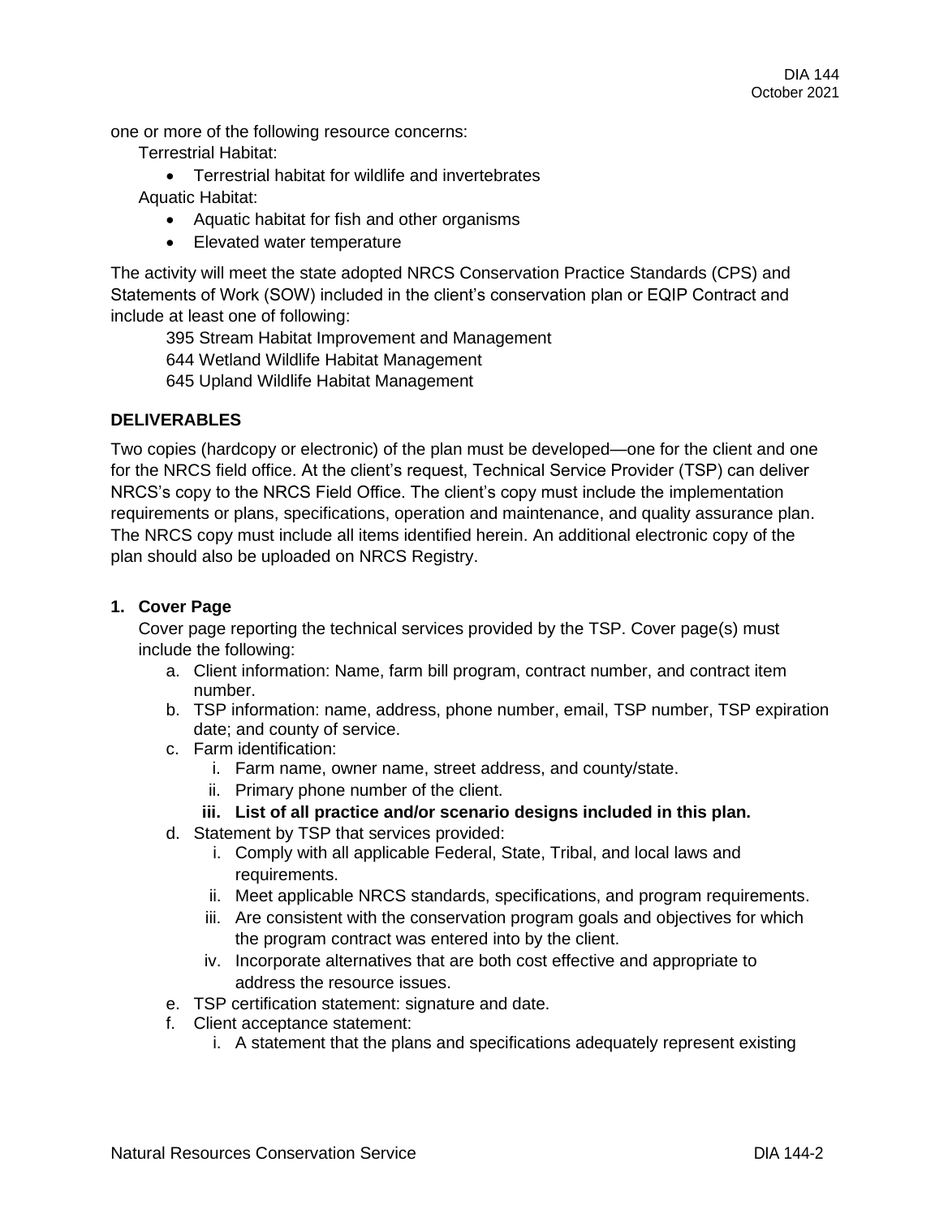one or more of the following resource concerns:

Terrestrial Habitat:

- Terrestrial habitat for wildlife and invertebrates

Aquatic Habitat:

- Aquatic habitat for fish and other organisms
- Elevated water temperature

The activity will meet the state adopted NRCS Conservation Practice Standards (CPS) and Statements of Work (SOW) included in the client's conservation plan or EQIP Contract and include at least one of following:

395 Stream Habitat Improvement and Management
644 Wetland Wildlife Habitat Management
645 Upland Wildlife Habitat Management

## DELIVERABLES

Two copies (hardcopy or electronic) of the plan must be developed—one for the client and one for the NRCS field office. At the client's request, Technical Service Provider (TSP) can deliver NRCS's copy to the NRCS Field Office. The client's copy must include the implementation requirements or plans, specifications, operation and maintenance, and quality assurance plan. The NRCS copy must include all items identified herein. An additional electronic copy of the plan should also be uploaded on NRCS Registry.

### 1. Cover Page

Cover page reporting the technical services provided by the TSP. Cover page(s) must include the following:

a. Client information: Name, farm bill program, contract number, and contract item number.
b. TSP information: name, address, phone number, email, TSP number, TSP expiration date; and county of service.
c. Farm identification:
   i. Farm name, owner name, street address, and county/state.
   ii. Primary phone number of the client.
   **iii. List of all practice and/or scenario designs included in this plan.**
d. Statement by TSP that services provided:
   i. Comply with all applicable Federal, State, Tribal, and local laws and requirements.
   ii. Meet applicable NRCS standards, specifications, and program requirements.
   iii. Are consistent with the conservation program goals and objectives for which the program contract was entered into by the client.
   iv. Incorporate alternatives that are both cost effective and appropriate to address the resource issues.
e. TSP certification statement: signature and date.
f. Client acceptance statement:
   i. A statement that the plans and specifications adequately represent existing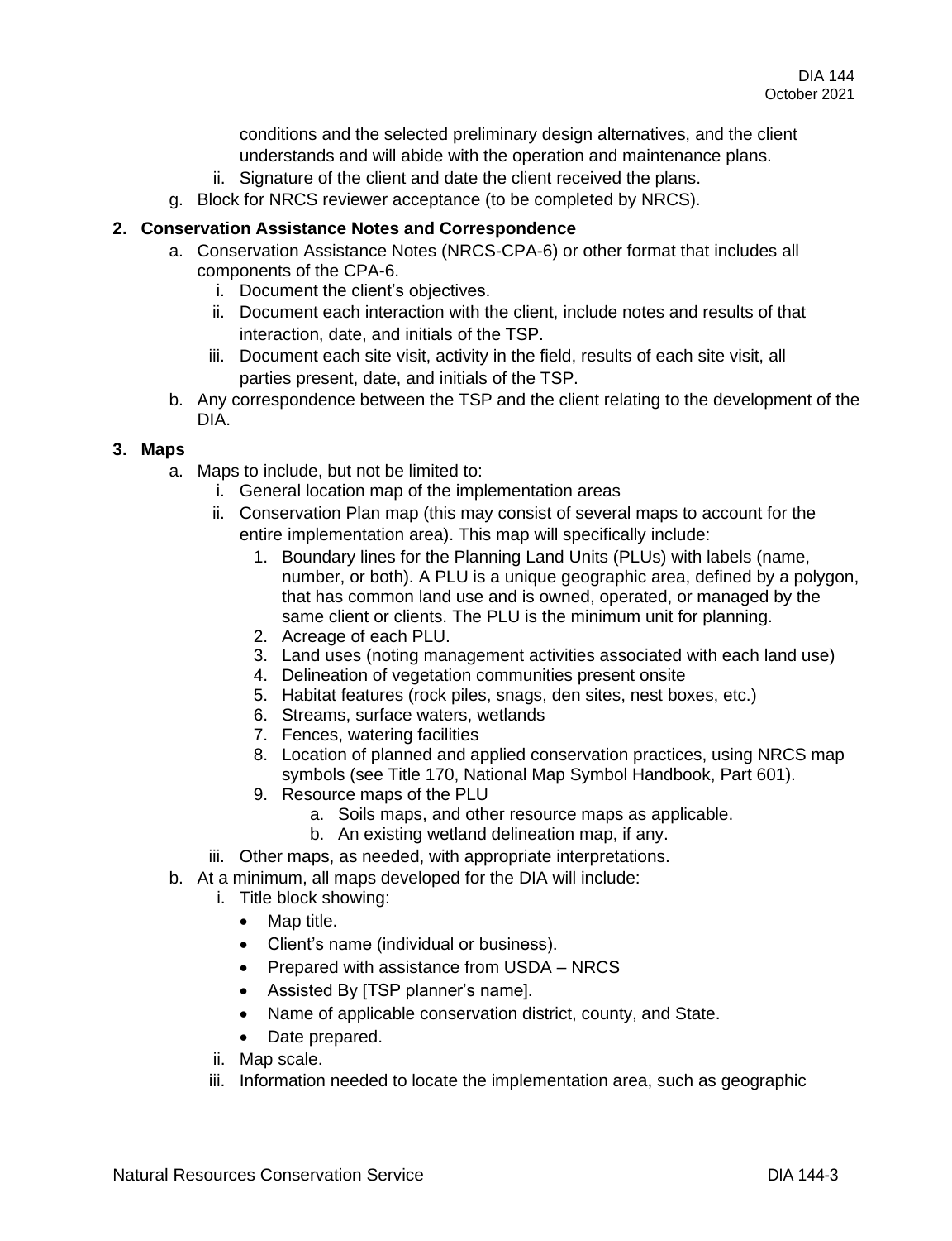conditions and the selected preliminary design alternatives, and the client understands and will abide with the operation and maintenance plans.

   ii. Signature of the client and date the client received the plans.

g. Block for NRCS reviewer acceptance (to be completed by NRCS).

**2. Conservation Assistance Notes and Correspondence**

a. Conservation Assistance Notes (NRCS-CPA-6) or other format that includes all components of the CPA-6.
   i. Document the client's objectives.
   ii. Document each interaction with the client, include notes and results of that interaction, date, and initials of the TSP.
   iii. Document each site visit, activity in the field, results of each site visit, all parties present, date, and initials of the TSP.

b. Any correspondence between the TSP and the client relating to the development of the DIA.

**3. Maps**

a. Maps to include, but not be limited to:
   i. General location map of the implementation areas
   ii. Conservation Plan map (this may consist of several maps to account for the entire implementation area). This map will specifically include:
      1. Boundary lines for the Planning Land Units (PLUs) with labels (name, number, or both). A PLU is a unique geographic area, defined by a polygon, that has common land use and is owned, operated, or managed by the same client or clients. The PLU is the minimum unit for planning.
      2. Acreage of each PLU.
      3. Land uses (noting management activities associated with each land use)
      4. Delineation of vegetation communities present onsite
      5. Habitat features (rock piles, snags, den sites, nest boxes, etc.)
      6. Streams, surface waters, wetlands
      7. Fences, watering facilities
      8. Location of planned and applied conservation practices, using NRCS map symbols (see Title 170, National Map Symbol Handbook, Part 601).
      9. Resource maps of the PLU
         a. Soils maps, and other resource maps as applicable.
         b. An existing wetland delineation map, if any.
   iii. Other maps, as needed, with appropriate interpretations.

b. At a minimum, all maps developed for the DIA will include:
   i. Title block showing:
      - Map title.
      - Client's name (individual or business).
      - Prepared with assistance from USDA – NRCS
      - Assisted By [TSP planner's name].
      - Name of applicable conservation district, county, and State.
      - Date prepared.
   ii. Map scale.
   iii. Information needed to locate the implementation area, such as geographic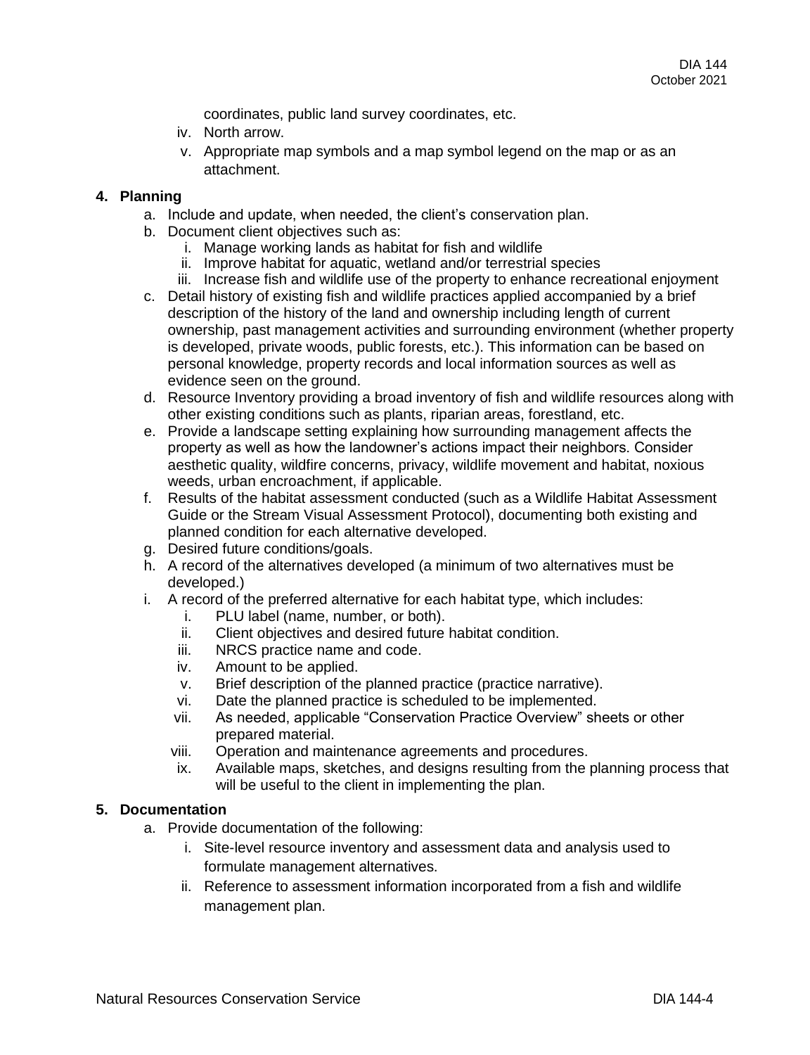coordinates, public land survey coordinates, etc.

iv. North arrow.

v. Appropriate map symbols and a map symbol legend on the map or as an attachment.

## 4. Planning

a. Include and update, when needed, the client's conservation plan.

b. Document client objectives such as:

   i. Manage working lands as habitat for fish and wildlife

   ii. Improve habitat for aquatic, wetland and/or terrestrial species

   iii. Increase fish and wildlife use of the property to enhance recreational enjoyment

c. Detail history of existing fish and wildlife practices applied accompanied by a brief description of the history of the land and ownership including length of current ownership, past management activities and surrounding environment (whether property is developed, private woods, public forests, etc.). This information can be based on personal knowledge, property records and local information sources as well as evidence seen on the ground.

d. Resource Inventory providing a broad inventory of fish and wildlife resources along with other existing conditions such as plants, riparian areas, forestland, etc.

e. Provide a landscape setting explaining how surrounding management affects the property as well as how the landowner's actions impact their neighbors. Consider aesthetic quality, wildfire concerns, privacy, wildlife movement and habitat, noxious weeds, urban encroachment, if applicable.

f. Results of the habitat assessment conducted (such as a Wildlife Habitat Assessment Guide or the Stream Visual Assessment Protocol), documenting both existing and planned condition for each alternative developed.

g. Desired future conditions/goals.

h. A record of the alternatives developed (a minimum of two alternatives must be developed.)

i. A record of the preferred alternative for each habitat type, which includes:

   i. PLU label (name, number, or both).

   ii. Client objectives and desired future habitat condition.

   iii. NRCS practice name and code.

   iv. Amount to be applied.

   v. Brief description of the planned practice (practice narrative).

   vi. Date the planned practice is scheduled to be implemented.

   vii. As needed, applicable "Conservation Practice Overview" sheets or other prepared material.

   viii. Operation and maintenance agreements and procedures.

   ix. Available maps, sketches, and designs resulting from the planning process that will be useful to the client in implementing the plan.

## 5. Documentation

a. Provide documentation of the following:

   i. Site-level resource inventory and assessment data and analysis used to formulate management alternatives.

   ii. Reference to assessment information incorporated from a fish and wildlife management plan.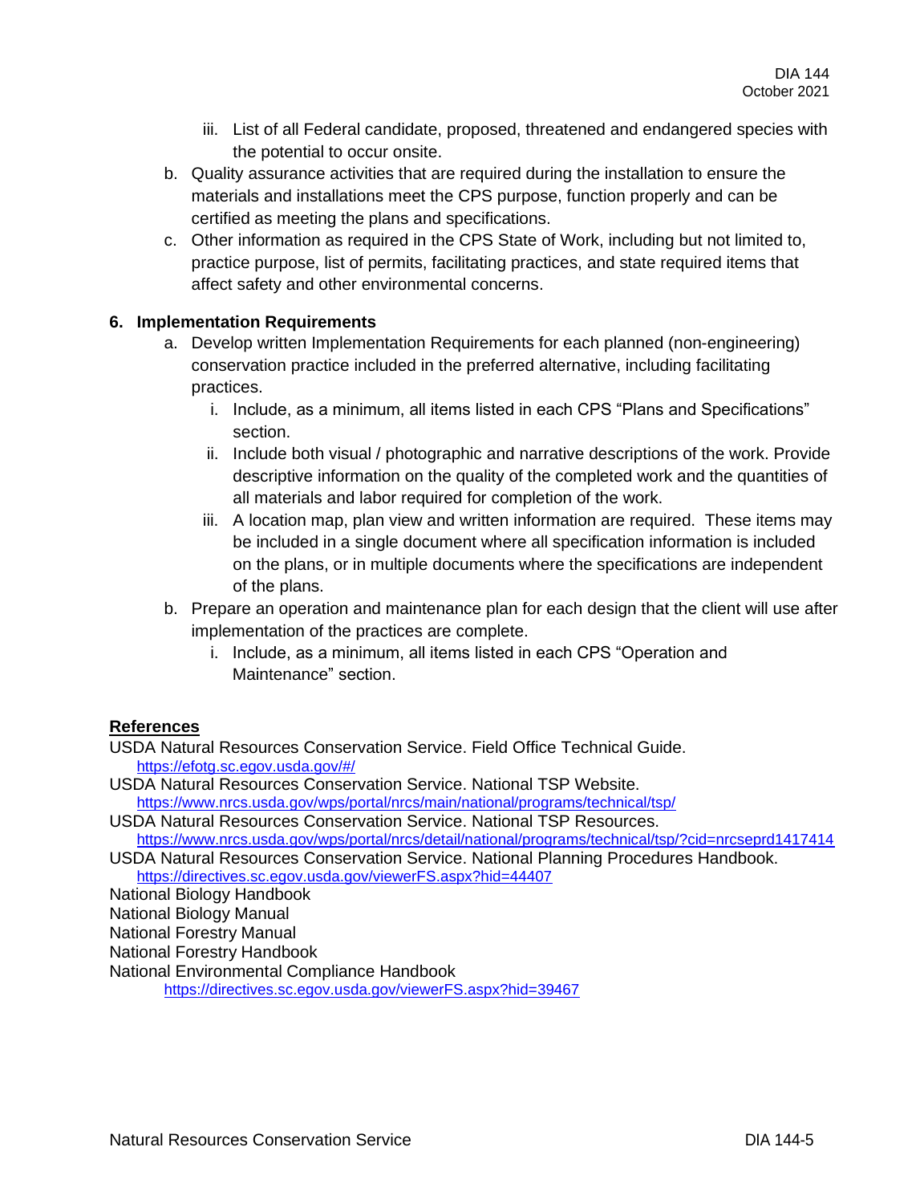iii. List of all Federal candidate, proposed, threatened and endangered species with the potential to occur onsite.

b. Quality assurance activities that are required during the installation to ensure the materials and installations meet the CPS purpose, function properly and can be certified as meeting the plans and specifications.

c. Other information as required in the CPS State of Work, including but not limited to, practice purpose, list of permits, facilitating practices, and state required items that affect safety and other environmental concerns.

**6. Implementation Requirements**

a. Develop written Implementation Requirements for each planned (non-engineering) conservation practice included in the preferred alternative, including facilitating practices.
   i. Include, as a minimum, all items listed in each CPS "Plans and Specifications" section.
   ii. Include both visual / photographic and narrative descriptions of the work. Provide descriptive information on the quality of the completed work and the quantities of all materials and labor required for completion of the work.
   iii. A location map, plan view and written information are required. These items may be included in a single document where all specification information is included on the plans, or in multiple documents where the specifications are independent of the plans.

b. Prepare an operation and maintenance plan for each design that the client will use after implementation of the practices are complete.
   i. Include, as a minimum, all items listed in each CPS "Operation and Maintenance" section.

**References**

USDA Natural Resources Conservation Service. Field Office Technical Guide.
https://efotg.sc.egov.usda.gov/#/

USDA Natural Resources Conservation Service. National TSP Website.
https://www.nrcs.usda.gov/wps/portal/nrcs/main/national/programs/technical/tsp/

USDA Natural Resources Conservation Service. National TSP Resources.
https://www.nrcs.usda.gov/wps/portal/nrcs/detail/national/programs/technical/tsp/?cid=nrcseprd1417414

USDA Natural Resources Conservation Service. National Planning Procedures Handbook.
https://directives.sc.egov.usda.gov/viewerFS.aspx?hid=44407

National Biology Handbook

National Biology Manual

National Forestry Manual

National Forestry Handbook

National Environmental Compliance Handbook
https://directives.sc.egov.usda.gov/viewerFS.aspx?hid=39467